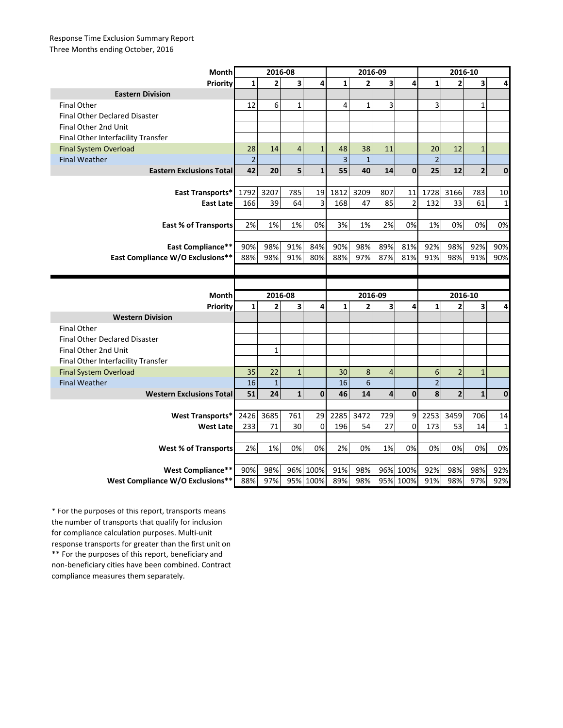Response Time Exclusion Summary Report
Three Months ending October, 2016

| Month | 2016-08 | | | | 2016-09 | | | | 2016-10 | | | |
|---|---|---|---|---|---|---|---|---|---|---|---|---|
| Priority | 1 | 2 | 3 | 4 | 1 | 2 | 3 | 4 | 1 | 2 | 3 | 4 |
| **Eastern Division** | | | | | | | | | | | | |
| Final Other | 12 | 6 | 1 | | 4 | 1 | 3 | | 3 | | 1 | |
| Final Other Declared Disaster | | | | | | | | | | | | |
| Final Other 2nd Unit | | | | | | | | | | | | |
| Final Other Interfacility Transfer | | | | | | | | | | | | |
| Final System Overload | 28 | 14 | 4 | 1 | 48 | 38 | 11 | | 20 | 12 | 1 | |
| Final Weather | 2 | | | | 3 | 1 | | | 2 | | | |
| **Eastern Exclusions Total** | **42** | **20** | **5** | **1** | **55** | **40** | **14** | **0** | **25** | **12** | **2** | **0** |
| **East Transports*** | 1792 | 3207 | 785 | 19 | 1812 | 3209 | 807 | 11 | 1728 | 3166 | 783 | 10 |
| **East Late** | 166 | 39 | 64 | 3 | 168 | 47 | 85 | 2 | 132 | 33 | 61 | 1 |
| **East % of Transports** | 2% | 1% | 1% | 0% | 3% | 1% | 2% | 0% | 1% | 0% | 0% | 0% |
| **East Compliance**** | 90% | 98% | 91% | 84% | 90% | 98% | 89% | 81% | 92% | 98% | 92% | 90% |
| **East Compliance W/O Exclusions**** | 88% | 98% | 91% | 80% | 88% | 97% | 87% | 81% | 91% | 98% | 91% | 90% |

| Month | 2016-08 | | | | 2016-09 | | | | 2016-10 | | | |
|---|---|---|---|---|---|---|---|---|---|---|---|---|
| Priority | 1 | 2 | 3 | 4 | 1 | 2 | 3 | 4 | 1 | 2 | 3 | 4 |
| **Western Division** | | | | | | | | | | | | |
| Final Other | | | | | | | | | | | | |
| Final Other Declared Disaster | | | | | | | | | | | | |
| Final Other 2nd Unit | | 1 | | | | | | | | | | |
| Final Other Interfacility Transfer | | | | | | | | | | | | |
| Final System Overload | 35 | 22 | 1 | | 30 | 8 | 4 | | 6 | 2 | 1 | |
| Final Weather | 16 | 1 | | | 16 | 6 | | | 2 | | | |
| **Western Exclusions Total** | **51** | **24** | **1** | **0** | **46** | **14** | **4** | **0** | **8** | **2** | **1** | **0** |
| **West Transports*** | 2426 | 3685 | 761 | 29 | 2285 | 3472 | 729 | 9 | 2253 | 3459 | 706 | 14 |
| **West Late** | 233 | 71 | 30 | 0 | 196 | 54 | 27 | 0 | 173 | 53 | 14 | 1 |
| **West % of Transports** | 2% | 1% | 0% | 0% | 2% | 0% | 1% | 0% | 0% | 0% | 0% | 0% |
| **West Compliance**** | 90% | 98% | 96% | 100% | 91% | 98% | 96% | 100% | 92% | 98% | 98% | 92% |
| **West Compliance W/O Exclusions**** | 88% | 97% | 95% | 100% | 89% | 98% | 95% | 100% | 91% | 98% | 97% | 92% |

* For the purposes of this report, transports means the number of transports that qualify for inclusion for compliance calculation purposes. Multi-unit response transports for greater than the first unit on
** For the purposes of this report, beneficiary and non-beneficiary cities have been combined. Contract compliance measures them separately.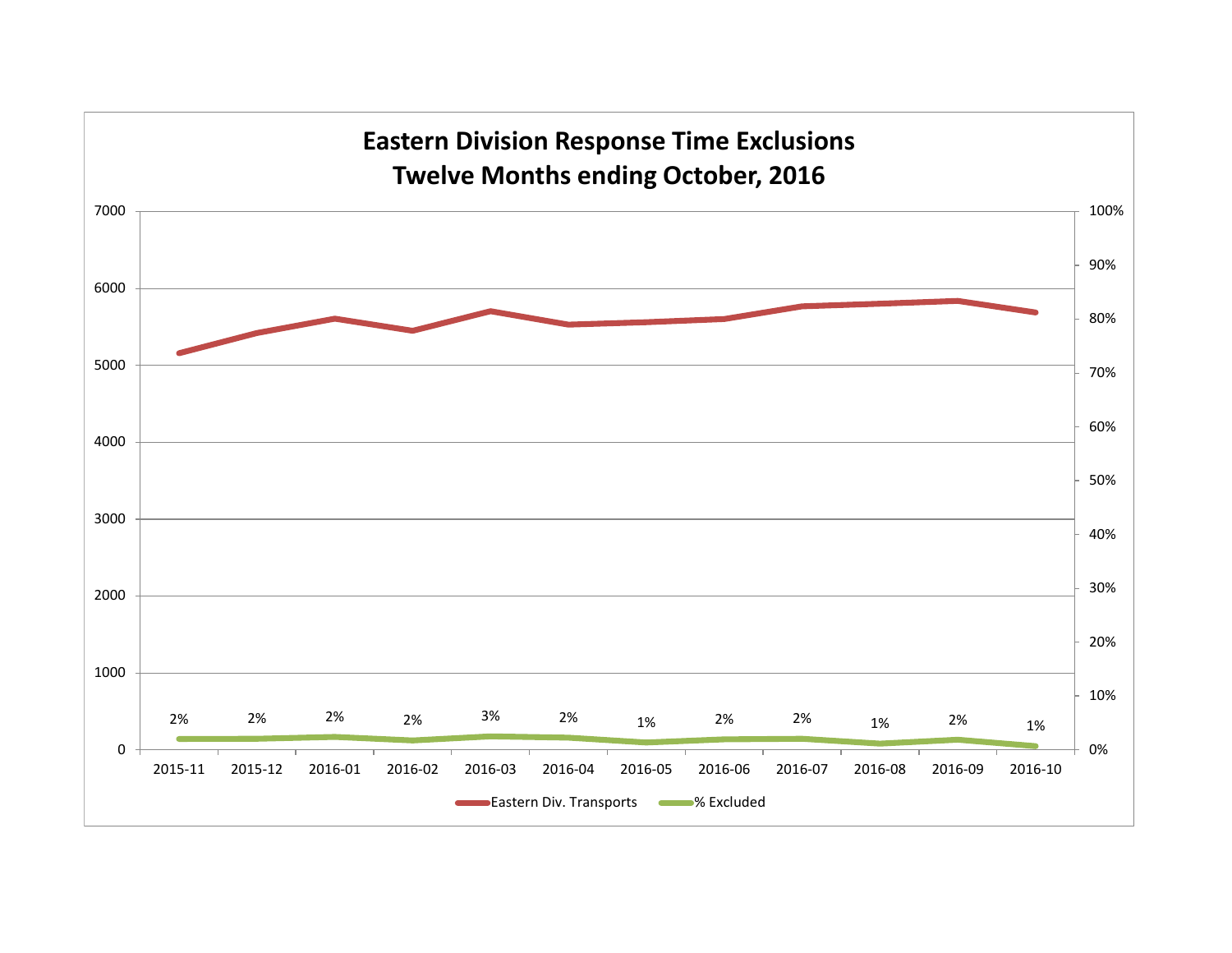# Eastern Division Response Time Exclusions
## Twelve Months ending October, 2016

| Month | % Excluded |
|---|---|
| 2015-11 | 2% |
| 2015-12 | 2% |
| 2016-01 | 2% |
| 2016-02 | 2% |
| 2016-03 | 3% |
| 2016-04 | 2% |
| 2016-05 | 1% |
| 2016-06 | 2% |
| 2016-07 | 2% |
| 2016-08 | 1% |
| 2016-09 | 2% |
| 2016-10 | 1% |

Eastern Div. Transports — % Excluded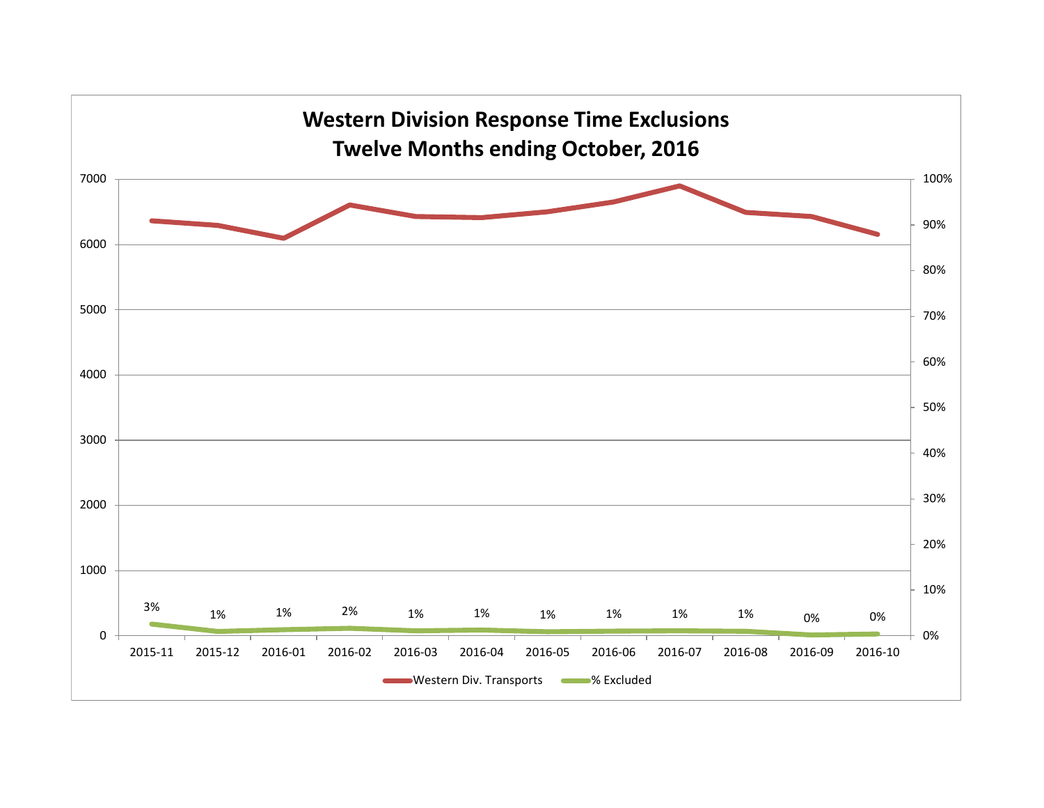**Western Division Response Time Exclusions**
**Twelve Months ending October, 2016**

7000
6000
5000
4000
3000
2000
1000
0

100%
90%
80%
70%
60%
50%
40%
30%
20%
10%
0%

3%
1%
1%
2%
1%
1%
1%
1%
1%
1%
0%
0%

2015-11
2015-12
2016-01
2016-02
2016-03
2016-04
2016-05
2016-06
2016-07
2016-08
2016-09
2016-10

Western Div. Transports
% Excluded